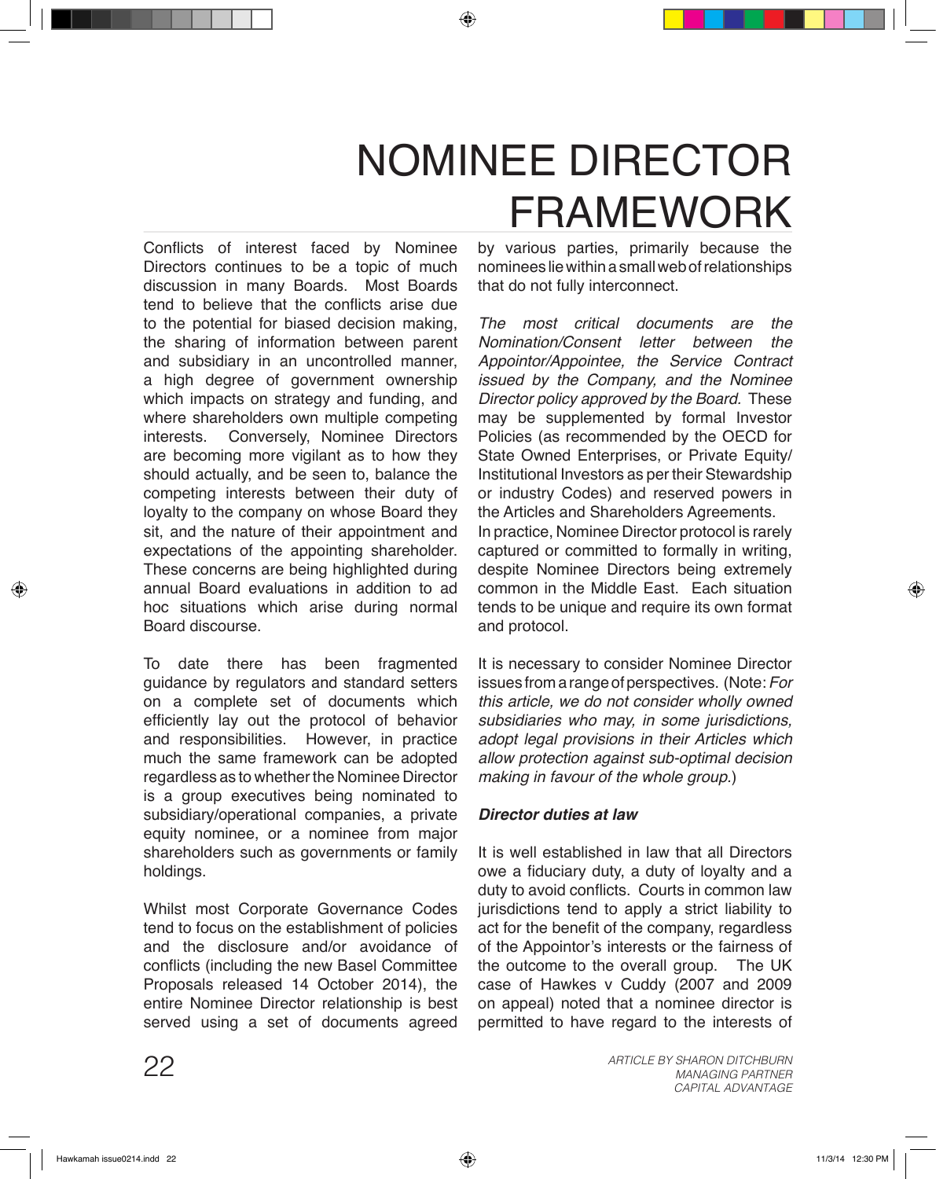# NOMINEE DIRECTOR FRAMEWORK

Conflicts of interest faced by Nominee Directors continues to be a topic of much discussion in many Boards. Most Boards tend to believe that the conflicts arise due to the potential for biased decision making, the sharing of information between parent and subsidiary in an uncontrolled manner, a high degree of government ownership which impacts on strategy and funding, and where shareholders own multiple competing interests. Conversely, Nominee Directors are becoming more vigilant as to how they should actually, and be seen to, balance the competing interests between their duty of loyalty to the company on whose Board they sit, and the nature of their appointment and expectations of the appointing shareholder. These concerns are being highlighted during annual Board evaluations in addition to ad hoc situations which arise during normal Board discourse.

To date there has been fragmented guidance by regulators and standard setters on a complete set of documents which efficiently lay out the protocol of behavior and responsibilities. However, in practice much the same framework can be adopted regardless as to whether the Nominee Director is a group executives being nominated to subsidiary/operational companies, a private equity nominee, or a nominee from major shareholders such as governments or family holdings.

Whilst most Corporate Governance Codes tend to focus on the establishment of policies and the disclosure and/or avoidance of conflicts (including the new Basel Committee Proposals released 14 October 2014), the entire Nominee Director relationship is best served using a set of documents agreed by various parties, primarily because the nominees lie within a small web of relationships that do not fully interconnect.

*The most critical documents are the Nomination/Consent letter between the Appointor/Appointee, the Service Contract issued by the Company, and the Nominee Director policy approved by the Board.* These may be supplemented by formal Investor Policies (as recommended by the OECD for State Owned Enterprises, or Private Equity/ Institutional Investors as per their Stewardship or industry Codes) and reserved powers in the Articles and Shareholders Agreements.

In practice, Nominee Director protocol is rarely captured or committed to formally in writing, despite Nominee Directors being extremely common in the Middle East. Each situation tends to be unique and require its own format and protocol.

It is necessary to consider Nominee Director issues from a range of perspectives. (Note: *For this article, we do not consider wholly owned subsidiaries who may, in some jurisdictions, adopt legal provisions in their Articles which allow protection against sub-optimal decision making in favour of the whole group.*)

### *Director duties at law*

It is well established in law that all Directors owe a fiduciary duty, a duty of loyalty and a duty to avoid conflicts. Courts in common law jurisdictions tend to apply a strict liability to act for the benefit of the company, regardless of the Appointor's interests or the fairness of the outcome to the overall group. The UK case of Hawkes v Cuddy (2007 and 2009 on appeal) noted that a nominee director is permitted to have regard to the interests of

*ARTICLE BY SHARON DITCHBURN*
*MANAGING PARTNER*
*CAPITAL ADVANTAGE*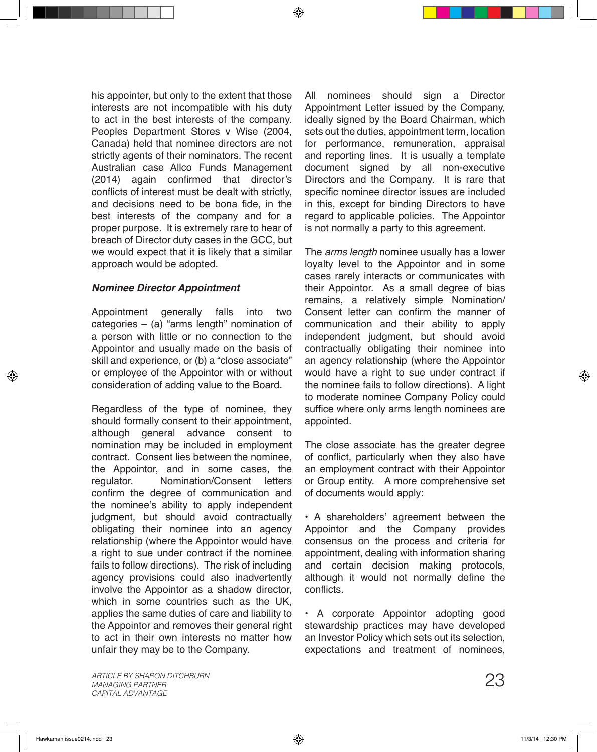his appointer, but only to the extent that those interests are not incompatible with his duty to act in the best interests of the company. Peoples Department Stores v Wise (2004, Canada) held that nominee directors are not strictly agents of their nominators. The recent Australian case Allco Funds Management (2014) again confirmed that director's conflicts of interest must be dealt with strictly, and decisions need to be bona fide, in the best interests of the company and for a proper purpose. It is extremely rare to hear of breach of Director duty cases in the GCC, but we would expect that it is likely that a similar approach would be adopted.

### *Nominee Director Appointment*

Appointment generally falls into two categories – (a) "arms length" nomination of a person with little or no connection to the Appointor and usually made on the basis of skill and experience, or (b) a "close associate" or employee of the Appointor with or without consideration of adding value to the Board.

Regardless of the type of nominee, they should formally consent to their appointment, although general advance consent to nomination may be included in employment contract. Consent lies between the nominee, the Appointor, and in some cases, the regulator. Nomination/Consent letters confirm the degree of communication and the nominee's ability to apply independent judgment, but should avoid contractually obligating their nominee into an agency relationship (where the Appointor would have a right to sue under contract if the nominee fails to follow directions). The risk of including agency provisions could also inadvertently involve the Appointor as a shadow director, which in some countries such as the UK, applies the same duties of care and liability to the Appointor and removes their general right to act in their own interests no matter how unfair they may be to the Company.

All nominees should sign a Director Appointment Letter issued by the Company, ideally signed by the Board Chairman, which sets out the duties, appointment term, location for performance, remuneration, appraisal and reporting lines. It is usually a template document signed by all non-executive Directors and the Company. It is rare that specific nominee director issues are included in this, except for binding Directors to have regard to applicable policies. The Appointor is not normally a party to this agreement.

The *arms length* nominee usually has a lower loyalty level to the Appointor and in some cases rarely interacts or communicates with their Appointor. As a small degree of bias remains, a relatively simple Nomination/ Consent letter can confirm the manner of communication and their ability to apply independent judgment, but should avoid contractually obligating their nominee into an agency relationship (where the Appointor would have a right to sue under contract if the nominee fails to follow directions). A light to moderate nominee Company Policy could suffice where only arms length nominees are appointed.

The close associate has the greater degree of conflict, particularly when they also have an employment contract with their Appointor or Group entity. A more comprehensive set of documents would apply:

• A shareholders' agreement between the Appointor and the Company provides consensus on the process and criteria for appointment, dealing with information sharing and certain decision making protocols, although it would not normally define the conflicts.

• A corporate Appointor adopting good stewardship practices may have developed an Investor Policy which sets out its selection, expectations and treatment of nominees,

*ARTICLE BY SHARON DITCHBURN*
*MANAGING PARTNER*
*CAPITAL ADVANTAGE*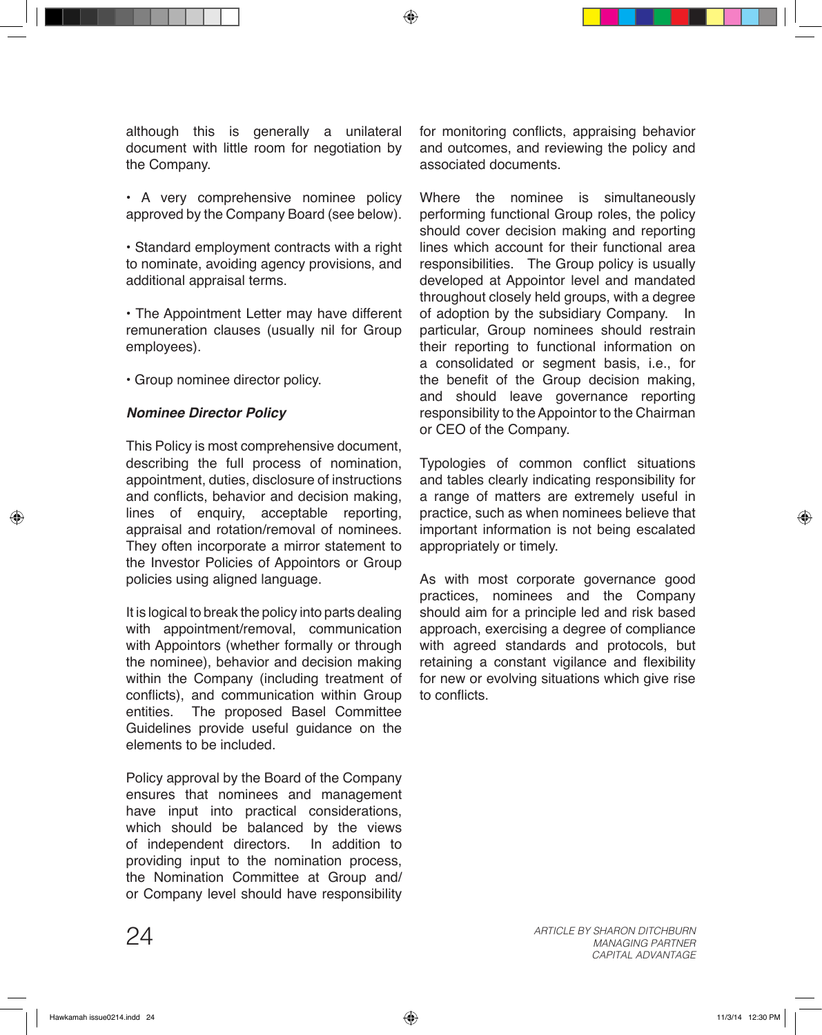although this is generally a unilateral document with little room for negotiation by the Company.

• A very comprehensive nominee policy approved by the Company Board (see below).

• Standard employment contracts with a right to nominate, avoiding agency provisions, and additional appraisal terms.

• The Appointment Letter may have different remuneration clauses (usually nil for Group employees).

• Group nominee director policy.

***Nominee Director Policy***

This Policy is most comprehensive document, describing the full process of nomination, appointment, duties, disclosure of instructions and conflicts, behavior and decision making, lines of enquiry, acceptable reporting, appraisal and rotation/removal of nominees. They often incorporate a mirror statement to the Investor Policies of Appointors or Group policies using aligned language.

It is logical to break the policy into parts dealing with appointment/removal, communication with Appointors (whether formally or through the nominee), behavior and decision making within the Company (including treatment of conflicts), and communication within Group entities. The proposed Basel Committee Guidelines provide useful guidance on the elements to be included.

Policy approval by the Board of the Company ensures that nominees and management have input into practical considerations, which should be balanced by the views of independent directors. In addition to providing input to the nomination process, the Nomination Committee at Group and/or Company level should have responsibility for monitoring conflicts, appraising behavior and outcomes, and reviewing the policy and associated documents.

Where the nominee is simultaneously performing functional Group roles, the policy should cover decision making and reporting lines which account for their functional area responsibilities. The Group policy is usually developed at Appointor level and mandated throughout closely held groups, with a degree of adoption by the subsidiary Company. In particular, Group nominees should restrain their reporting to functional information on a consolidated or segment basis, i.e., for the benefit of the Group decision making, and should leave governance reporting responsibility to the Appointor to the Chairman or CEO of the Company.

Typologies of common conflict situations and tables clearly indicating responsibility for a range of matters are extremely useful in practice, such as when nominees believe that important information is not being escalated appropriately or timely.

As with most corporate governance good practices, nominees and the Company should aim for a principle led and risk based approach, exercising a degree of compliance with agreed standards and protocols, but retaining a constant vigilance and flexibility for new or evolving situations which give rise to conflicts.

*ARTICLE BY SHARON DITCHBURN*
*MANAGING PARTNER*
*CAPITAL ADVANTAGE*